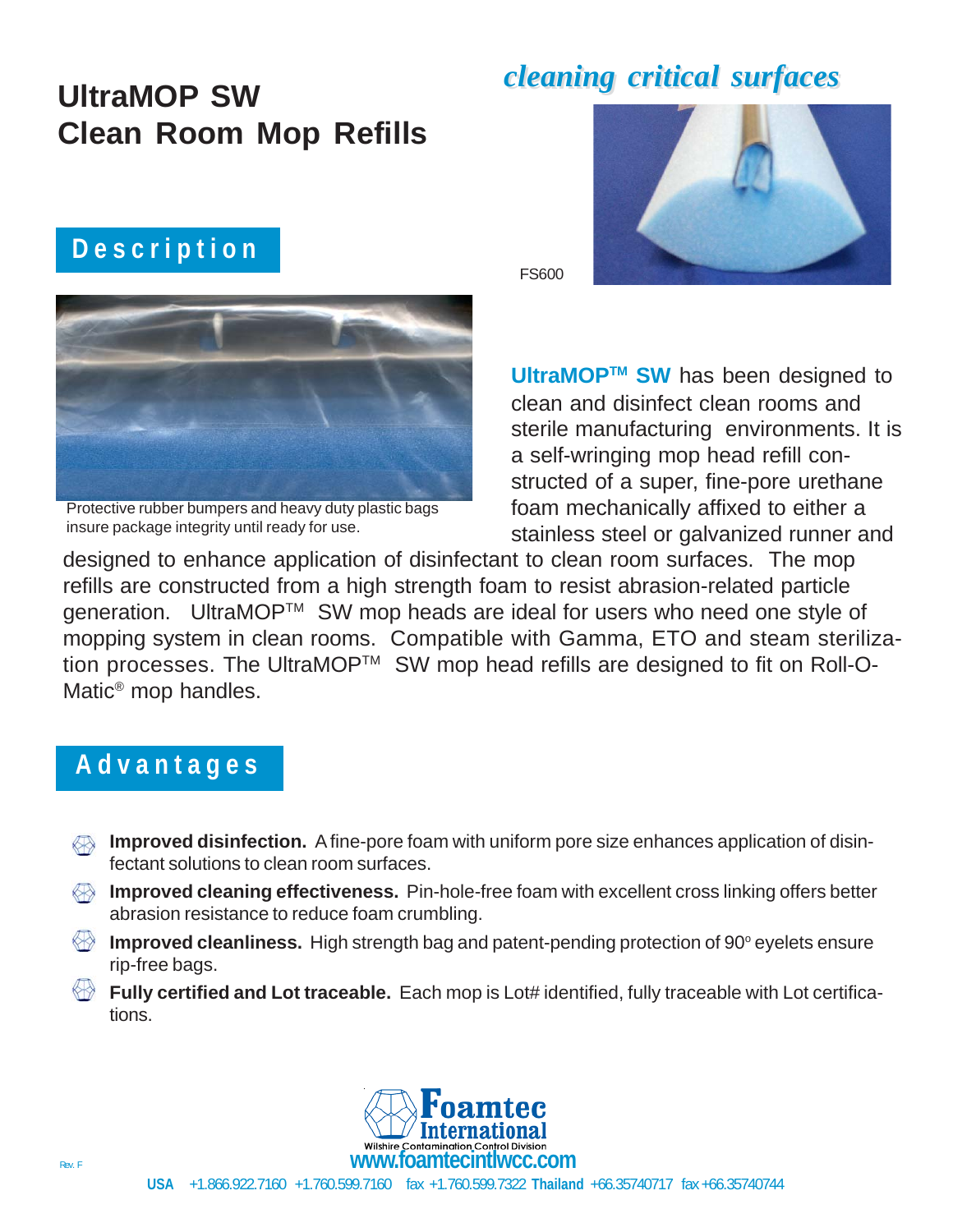*cleaning critical surfaces*

# UltraMOP SW
# Clean Room Mop Refills

FS600

## Description

Protective rubber bumpers and heavy duty plastic bags insure package integrity until ready for use.

**UltraMOP™ SW** has been designed to clean and disinfect clean rooms and sterile manufacturing environments. It is a self-wringing mop head refill constructed of a super, fine-pore urethane foam mechanically affixed to either a stainless steel or galvanized runner and designed to enhance application of disinfectant to clean room surfaces. The mop refills are constructed from a high strength foam to resist abrasion-related particle generation. UltraMOP™ SW mop heads are ideal for users who need one style of mopping system in clean rooms. Compatible with Gamma, ETO and steam sterilization processes. The UltraMOP™ SW mop head refills are designed to fit on Roll-O-Matic® mop handles.

## Advantages

- **Improved disinfection.** A fine-pore foam with uniform pore size enhances application of disinfectant solutions to clean room surfaces.
- **Improved cleaning effectiveness.** Pin-hole-free foam with excellent cross linking offers better abrasion resistance to reduce foam crumbling.
- **Improved cleanliness.** High strength bag and patent-pending protection of 90° eyelets ensure rip-free bags.
- **Fully certified and Lot traceable.** Each mop is Lot# identified, fully traceable with Lot certifications.

Foamtec International
Wilshire Contamination Control Division
www.foamtecintlwcc.com

Rev. F

**USA** +1.866.922.7160 +1.760.599.7160 fax +1.760.599.7322 **Thailand** +66.35740717 fax +66.35740744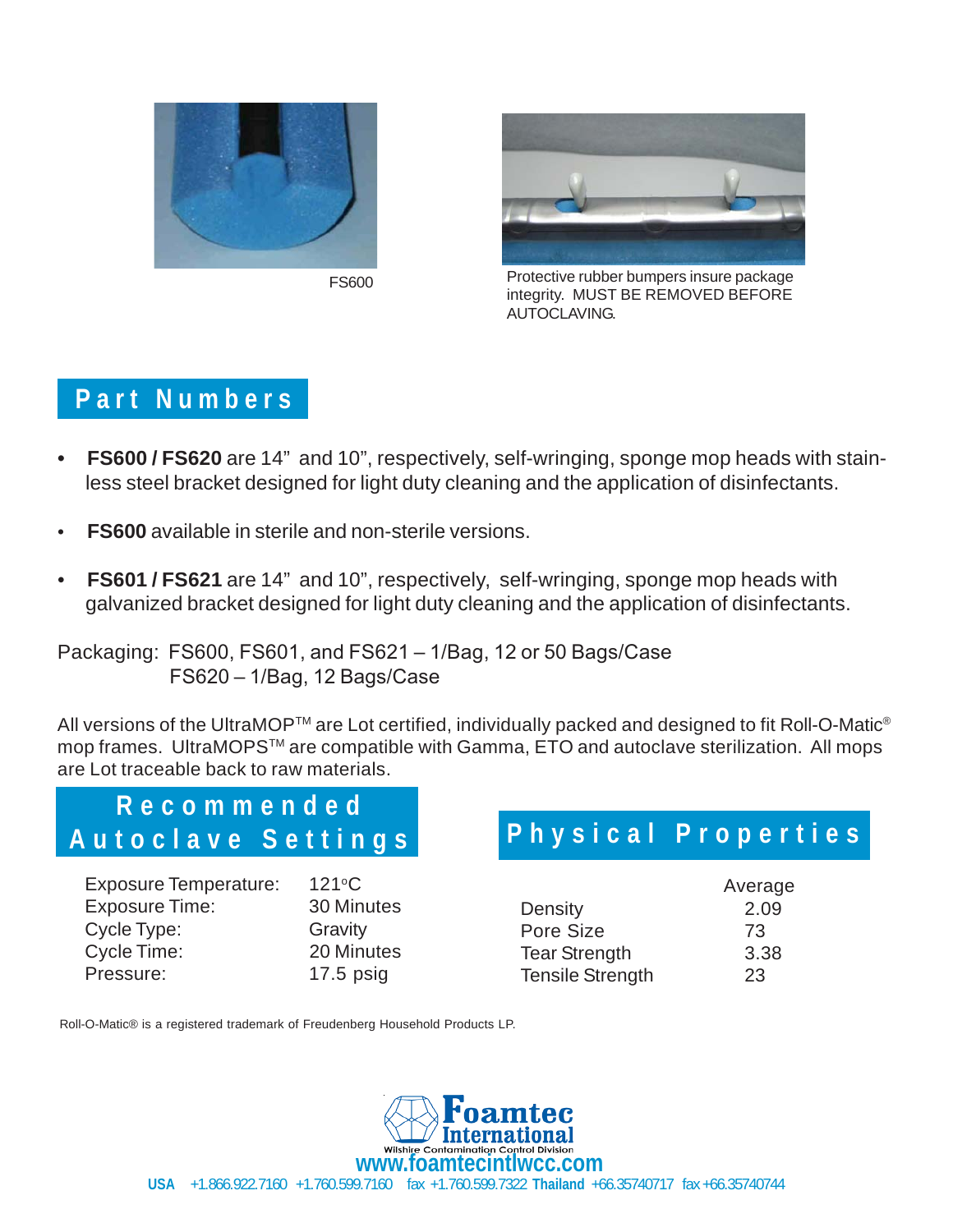FS600

Protective rubber bumpers insure package integrity. MUST BE REMOVED BEFORE AUTOCLAVING.

## Part Numbers

- **FS600 / FS620** are 14" and 10", respectively, self-wringing, sponge mop heads with stainless steel bracket designed for light duty cleaning and the application of disinfectants.
- **FS600** available in sterile and non-sterile versions.
- **FS601 / FS621** are 14" and 10", respectively, self-wringing, sponge mop heads with galvanized bracket designed for light duty cleaning and the application of disinfectants.

Packaging: FS600, FS601, and FS621 – 1/Bag, 12 or 50 Bags/Case
FS620 – 1/Bag, 12 Bags/Case

All versions of the UltraMOP™ are Lot certified, individually packed and designed to fit Roll-O-Matic® mop frames. UltraMOPS™ are compatible with Gamma, ETO and autoclave sterilization. All mops are Lot traceable back to raw materials.

## Recommended Autoclave Settings

| | |
|---|---|
| Exposure Temperature: | 121°C |
| Exposure Time: | 30 Minutes |
| Cycle Type: | Gravity |
| Cycle Time: | 20 Minutes |
| Pressure: | 17.5 psig |

## Physical Properties

| | Average |
|---|---|
| Density | 2.09 |
| Pore Size | 73 |
| Tear Strength | 3.38 |
| Tensile Strength | 23 |

Roll-O-Matic® is a registered trademark of Freudenberg Household Products LP.

Foamtec International
Wilshire Contamination Control Division
www.foamtecintlwcc.com

**USA** +1.866.922.7160 +1.760.599.7160 fax +1.760.599.7322 **Thailand** +66.35740717 fax +66.35740744